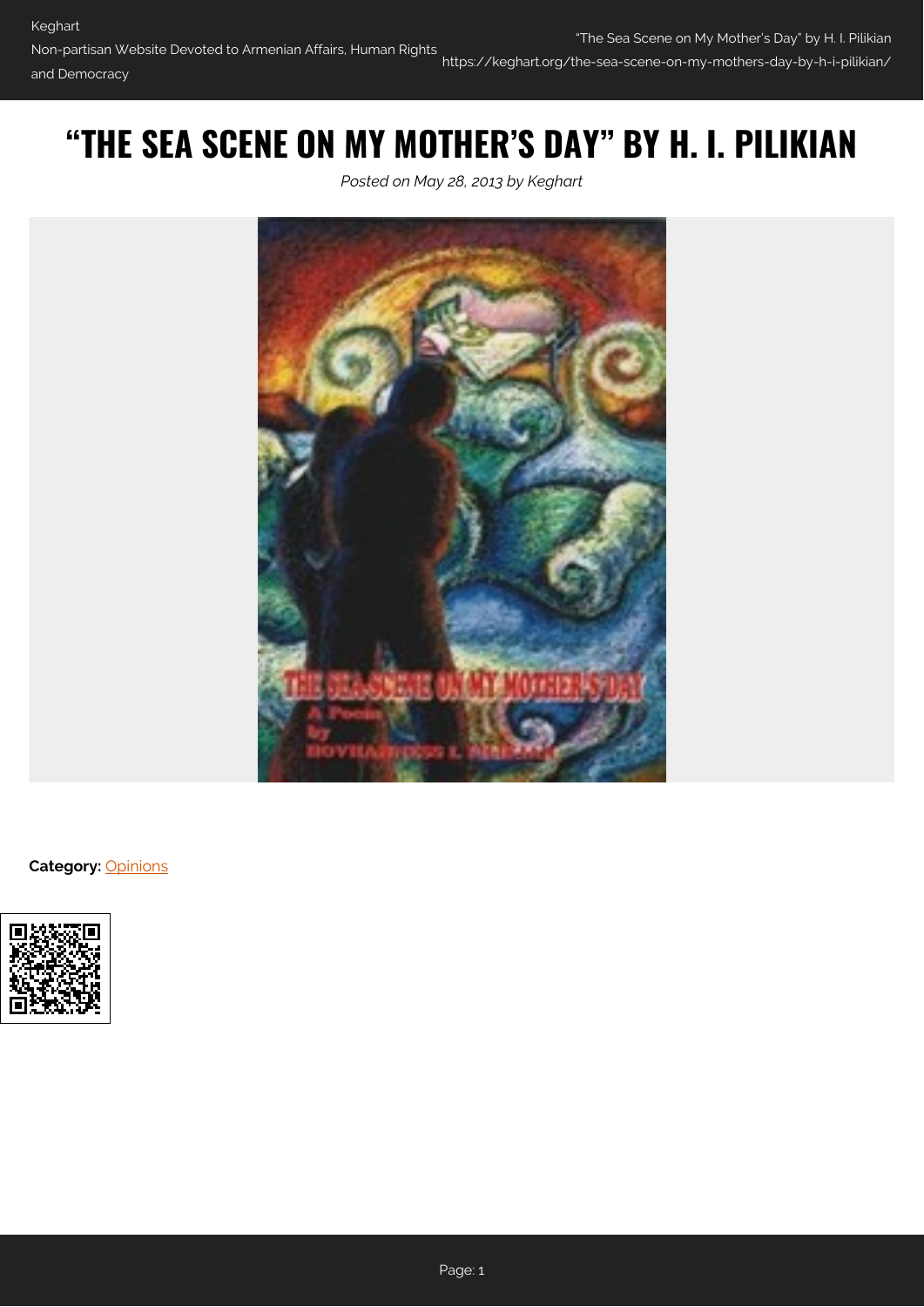# "THE SEA SCENE ON MY MOTHER'S DAY" BY H. I. PILIKIAN

*Posted on May 28, 2013 by Keghart*

**Category:** Opinions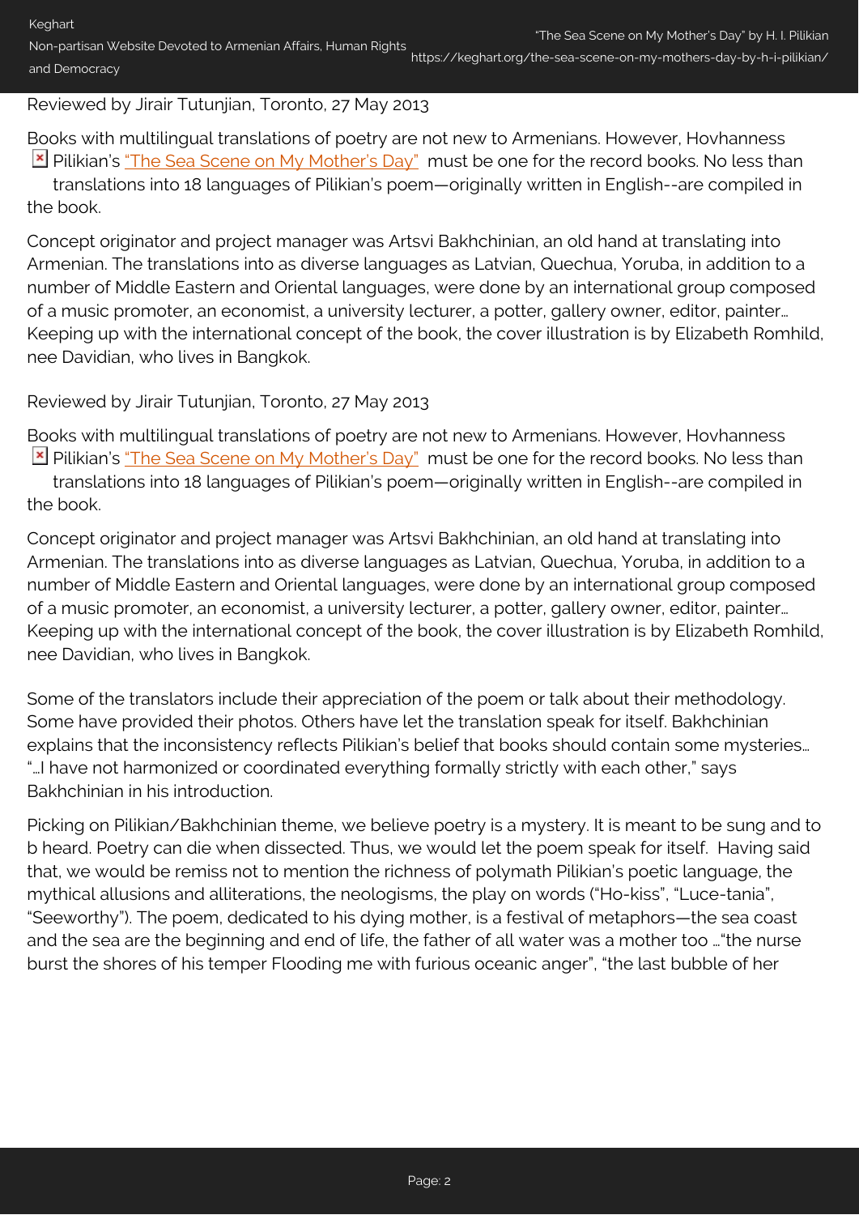Reviewed by Jirair Tutunjian, Toronto, 27 May 2013

Books with multilingual translations of poetry are not new to Armenians. However, Hovhanness Pilikian's "The Sea Scene on My Mother's Day" must be one for the record books. No less than translations into 18 languages of Pilikian's poem—originally written in English--are compiled in the book.

Concept originator and project manager was Artsvi Bakhchinian, an old hand at translating into Armenian. The translations into as diverse languages as Latvian, Quechua, Yoruba, in addition to a number of Middle Eastern and Oriental languages, were done by an international group composed of a music promoter, an economist, a university lecturer, a potter, gallery owner, editor, painter… Keeping up with the international concept of the book, the cover illustration is by Elizabeth Romhild, nee Davidian, who lives in Bangkok.

Reviewed by Jirair Tutunjian, Toronto, 27 May 2013

Books with multilingual translations of poetry are not new to Armenians. However, Hovhanness Pilikian's "The Sea Scene on My Mother's Day" must be one for the record books. No less than translations into 18 languages of Pilikian's poem—originally written in English--are compiled in the book.

Concept originator and project manager was Artsvi Bakhchinian, an old hand at translating into Armenian. The translations into as diverse languages as Latvian, Quechua, Yoruba, in addition to a number of Middle Eastern and Oriental languages, were done by an international group composed of a music promoter, an economist, a university lecturer, a potter, gallery owner, editor, painter… Keeping up with the international concept of the book, the cover illustration is by Elizabeth Romhild, nee Davidian, who lives in Bangkok.

Some of the translators include their appreciation of the poem or talk about their methodology. Some have provided their photos. Others have let the translation speak for itself. Bakhchinian explains that the inconsistency reflects Pilikian's belief that books should contain some mysteries… "…I have not harmonized or coordinated everything formally strictly with each other," says Bakhchinian in his introduction.

Picking on Pilikian/Bakhchinian theme, we believe poetry is a mystery. It is meant to be sung and to b heard. Poetry can die when dissected. Thus, we would let the poem speak for itself. Having said that, we would be remiss not to mention the richness of polymath Pilikian's poetic language, the mythical allusions and alliterations, the neologisms, the play on words ("Ho-kiss", "Luce-tania", "Seeworthy"). The poem, dedicated to his dying mother, is a festival of metaphors—the sea coast and the sea are the beginning and end of life, the father of all water was a mother too …"the nurse burst the shores of his temper Flooding me with furious oceanic anger", "the last bubble of her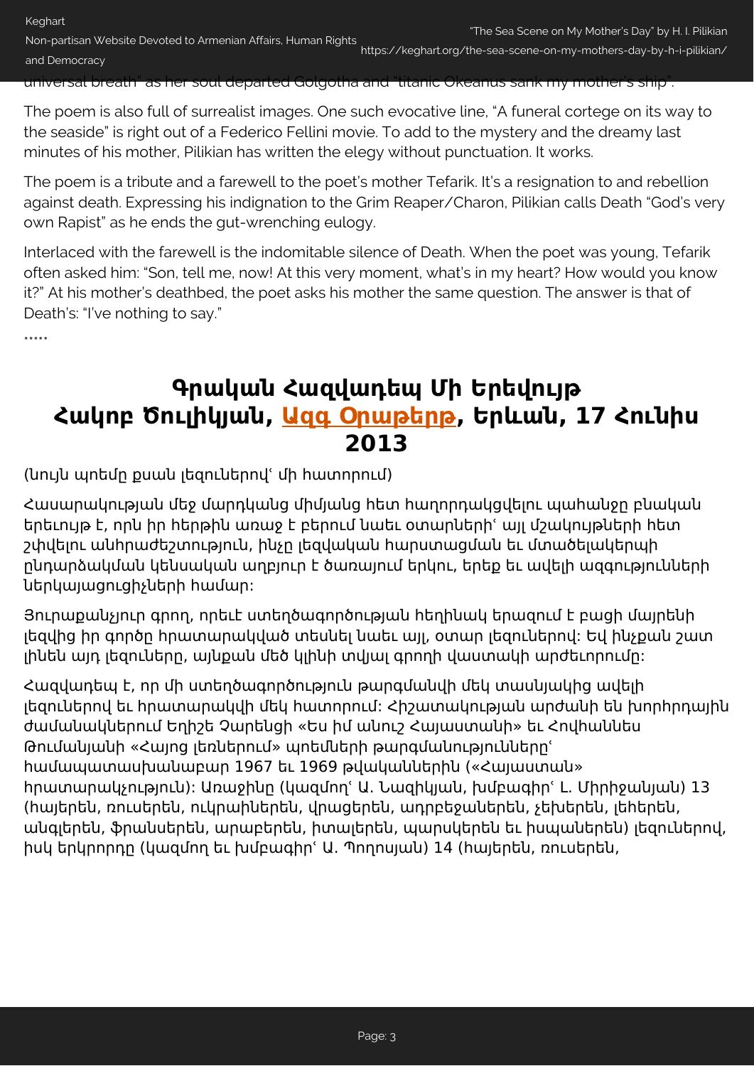universal breath" as her soul departed Golgotha and "titanic Okeanus sank my mother's ship".

The poem is also full of surrealist images. One such evocative line, "A funeral cortege on its way to the seaside" is right out of a Federico Fellini movie. To add to the mystery and the dreamy last minutes of his mother, Pilikian has written the elegy without punctuation. It works.

The poem is a tribute and a farewell to the poet's mother Tefarik. It's a resignation to and rebellion against death. Expressing his indignation to the Grim Reaper/Charon, Pilikian calls Death "God's very own Rapist" as he ends the gut-wrenching eulogy.

Interlaced with the farewell is the indomitable silence of Death. When the poet was young, Tefarik often asked him: "Son, tell me, now! At this very moment, what's in my heart? How would you know it?" At his mother's deathbed, the poet asks his mother the same question. The answer is that of Death's: "I've nothing to say."

*****

## Գրական Հազվադեպ Մի Երեվույթ
## Հակոբ Ծուլիկյան, Ազգ Օրաթերթ, Երևան, 17 Հունիս 2013

(Նույն պոեմը քսան լեզուներով՝ մի հատորում)

Հասարակության մեջ մարդկանց միմյանց հետ հաղորդակցվելու պահանջը բնական երեւույթ է, որն իր հերթին առաջ է բերում նաեւ օտարների՝ այլ մշակույթների հետ շփվելու անհրաժեշտություն, ինչը լեզվական հարստացման եւ մտածելակերպի ընդարձակման կենսական աղբյուր է ծառայում երկու, երեք եւ ավելի ազգությունների ներկայացուցիչների համար:

Յուրաքանչյուր գրող, որեւէ ստեղծագործության հեղինակ երազում է բացի մայրենի լեզվից իր գործը հրատարակված տեսնել նաեւ այլ, օտար լեզուներով: Եվ ինչքան շատ լինեն այդ լեզուները, այնքան մեծ կլինի տվյալ գրողի վաստակի արժեւորումը:

Հազվադեպ է, որ մի ստեղծագործություն թարգմանվի մեկ տասնյակից ավելի լեզուներով եւ հրատարակվի մեկ հատորում: Հիշատակության արժանի են խորհրդային ժամանակներում Եղիշե Չարենցի «Ես իմ անուշ Հայաստանի» եւ Հովհաննես Թումանյանի «Հայոց լեռներում» պոեմների թարգմանությունները՝ համապատասխանաբար 1967 եւ 1969 թվականներին («Հայաստան» հրատարակչություն): Առաջինը (կազմող՝ Ա. Նազիկյան, խմբագիր՝ Լ. Միրիջանյան) 13 (հայերեն, ռուսերեն, ուկրաիներեն, վրացերեն, ադրբեջաներեն, չեխերեն, լեհերեն, անգլերեն, ֆրանսերեն, արաբերեն, իտալերեն, պարսկերեն եւ իսպաներեն) լեզուներով, իսկ երկրորդը (կազմող եւ խմբագիր՝ Ա. Պողոսյան) 14 (հայերեն, ռուսերեն,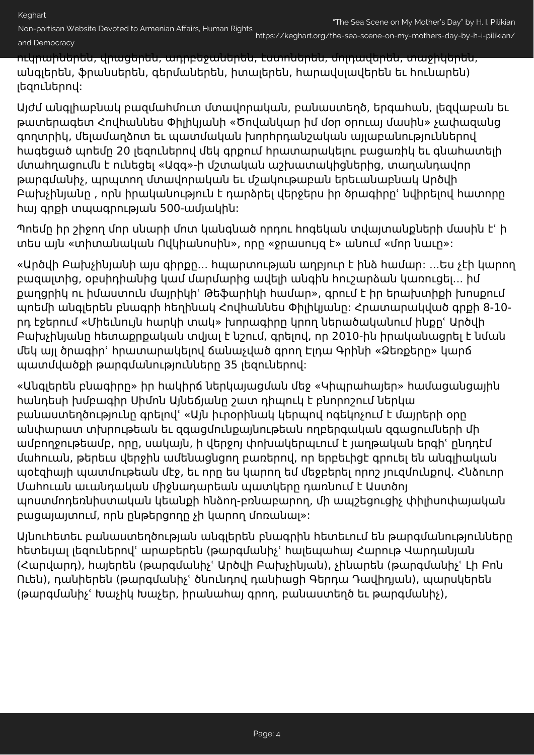ուկրաիներեն, վրացերեն, ադրբեջաներեն, էստոներեն, մոլդավերեն, տաջիկերեն, անգլերեն, ֆրանսերեն, գերմաներեն, իտալերեն, հարավսլավերեն եւ հունարեն) լեզուներով:

Այժմ անգլիաբնակ բազմահմուտ մտավորական, բանաստեղծ, երգահան, լեզվաբան եւ թատերագետ Հովհաննես Փիլիկյանի «Ծովանկար իմ մօր օրուայ մասին» չափազանց գողտրիկ, մելամաղձոտ եւ պատմական խորհրդանշական այլաբանություններով հագեցած պոեմը 20 լեզուներով մեկ գրքում հրատարակելու բացառիկ եւ գնահատելի մտահղացումն է ունեցել «Ազգ»-ի մշտական աշխատակիցներից, տաղանդավոր թարգմանիչ, պրպտող մտավորական եւ մշակութաբան երեւանաբնակ Արծվի Բախչինյանը , որն իրականություն է դարձրել վերջերս իր ծրագիրը՝ նվիրելով հատորը հայ գրքի տպագրության 500-ամյակին:

Պոեմը իր շիջող մոր սնարի մոտ կանգնած որդու հոգեկան տվայտանքների մասին է՝ ի տես այն «տիտանական Ովկիանոսին», որը «ջրասույզ է» անում «մոր նաւը»:

«Արծվի Բախչինյանի այս գիրքը… հպարտության աղբյուր է ինձ համար: …Ես չէի կարող բազալտից, օբսիդիանից կամ մարմարից ավելի անգին հուշարձան կառուցել… իմ քաղցրիկ ու իմաստուն մայրիկի՝ Թեֆարիկի համար», գրում է իր երախտիքի խոսքում պոեմի անգլերեն բնագրի հեղինակ Հովհաննես Փիլիկյանը: Հրատարակված գրքի 8-10-րդ էջերում «Միեւնույն հարկի տակ» խորագիրը կրող ներածականում ինքը՝ Արծվի Բախչինյանը հետաքրքրական տվյալ է նշում, գրելով, որ 2010-ին իրականացրել է նման մեկ այլ ծրագիր՝ հրատարակելով ճանաչված գրող Էլդա Գրինի «Ձեռքերը» կարճ պատմվածքի թարգմանությունները 35 լեզուներով:

«Անգլերեն բնագիրը» իր հակիրճ ներկայացման մեջ «Կիպրահայեր» համացանցային հանդեսի խմբագիր Սիմոն Այնեճյանը շատ դիպուկ է բնորոշում ներկա բանաստեղծությունը գրելով՝ «Այն իւրօրինակ կերպով ոգեկոչում է մայրերի օրը անփարատ տխրութեան եւ զգացմունքայնութեան ողբերգական զգացումների մի ամբողջութեամբ, որը, սակայն, ի վերջոյ փոխակերպւում է յաղթական երգի՝ ընդդէմ մահուան, թերեւս վերջին ամենացնցող բառերով, որ երբեւիցէ գրուել են անգլիական պօէզիայի պատմութեան մէջ, եւ որը ես կարող եմ մէջբերել որոշ յուզմունքով. Հնձուոր Մահուան աւանդական միջնադարեան պատկերը դառնում է Աստծոյ պոստմոդեռնիստական կեանքի հնձող-բռնաբարող, մի ապշեցուցիչ փիլիսոփայական բացայայտում, որն ընթերցողը չի կարող մոռանալ»:

Այնուհետեւ բանաստեղծության անգլերեն բնագրին հետեւում են թարգմանությունները հետեւյալ լեզուներով՝ արաբերեն (թարգմանիչ՝ հալեպահայ Հարութ Վարդանյան (Հարվարդ), հայերեն (թարգմանիչ՝ Արծվի Բախչինյան), չինարեն (թարգմանիչ՝ Լի Բոն Ուեն), դանիերեն (թարգմանիչ՝ ծնունդով դանիացի Գերդա Դավիդյան), պարսկերեն (թարգմանիչ՝ Խաչիկ Խաչեր, իրանահայ գրող, բանաստեղծ եւ թարգմանիչ),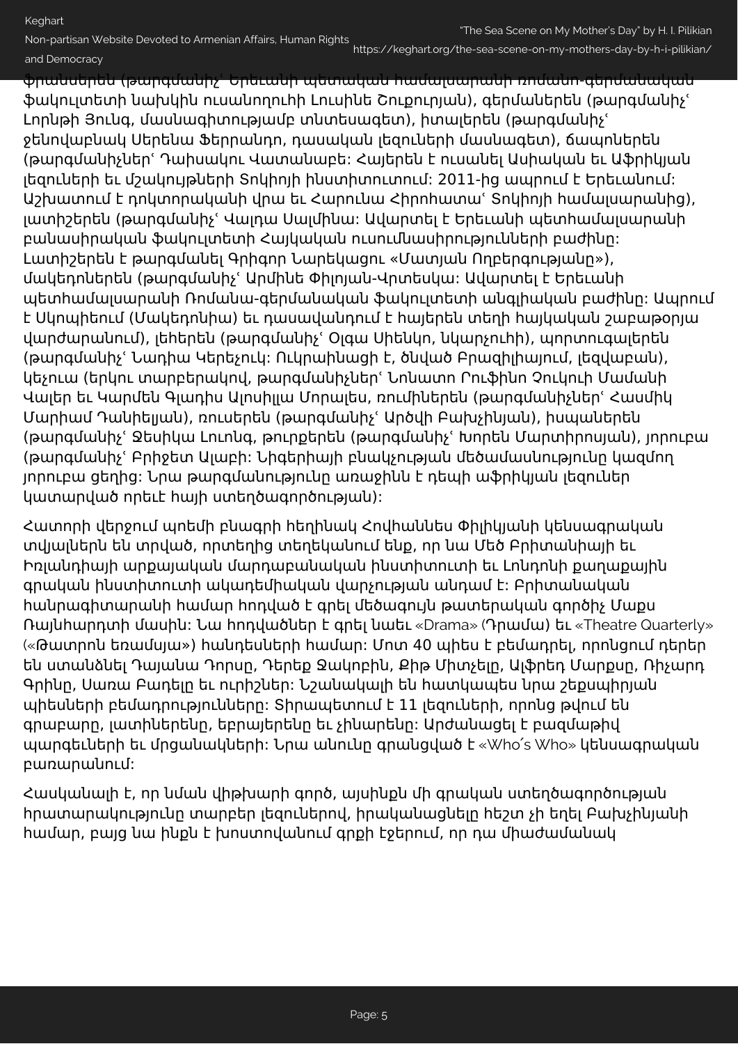ֆրանսերեն (թարգմանիչ՝ Երեւանի պետական համալսարանի ռոմանո-գերմանական ֆակուլտետի նախկին ուսանողուհի Լուսինե Շուքուրյան), գերմաներեն (թարգմանիչ՝ Լորնթի Յունգ, մասնագիտությամբ տնտեսագետ), իտալերեն (թարգմանիչ՝ ջենովաբնակ Սերենա Ֆերրանդո, դասական լեզուների մասնագետ), ճապոներեն (թարգմանիչներ՝ Դաիսակու Վատանաբե: Հայերեն է ուսանել Ասիական եւ Աֆրիկյան լեզուների եւ մշակույթների Տոկիոյի ինստիտուտում: 2011-ից ապրում է Երեւանում: Աշխատում է դոկտորականի վրա եւ Հարունա Հիրոհատա՝ Տոկիոյի համալսարանից), լատիշերեն (թարգմանիչ՝ Վալդա Սալմինա: Ավարտել է Երեւանի պետհամալսարանի բանասիրական ֆակուլտետի Հայկական ուսումնասիրությունների բաժինը: Լատիշերեն է թարգմանել Գրիգոր Նարեկացու «Մատյան Ողբերգությանը»), մակեդոներեն (թարգմանիչ՝ Արմինե Փիլոյան-Վրտեսկա: Ավարտել է Երեւանի պետհամալսարանի Ռոմանա-գերմանական ֆակուլտետի անգլիական բաժինը: Ապրում է Սկոպիեում (Մակեդոնիա) եւ դասավանդում է հայերեն տեղի հայկական շաբաթօրյա վարժարանում), լեհերեն (թարգմանիչ՝ Օլգա Սիենկո, նկարչուհի), պորտուգալերեն (թարգմանիչ՝ Նադիա Կերեչուկ: Ուկրաինացի է, ծնված Բրազիլիայում, լեզվաբան), կեչուա (երկու տարբերակով, թարգմանիչներ՝ Նոնատո Ռուֆինո Չուկուի Մամանի Վալեր եւ Կարմեն Գլադիս Ալոսիլլա Մորալես, ռումիներեն (թարգմանիչներ՝ Հասմիկ Մարիամ Դանիելյան), ռուսերեն (թարգմանիչ՝ Արծվի Բախչինյան), իսպաներեն (թարգմանիչ՝ Ջեսիկա Լունգ, թուրքերեն (թարգմանիչ՝ Խորեն Մարտիրոսյան), յորուբա (թարգմանիչ՝ Բրիջետ Ալաբի: Նիգերիայի բնակչության մեծամասնությունը կազմող յորուբա ցեղից: Նրա թարգմանությունը առաջինն է դեպի աֆրիկյան լեզուներ կատարված որեւէ հայի ստեղծագործության):

Հատորի վերջում պոեմի բնագրի հեղինակ Հովհաննես Փիլիկյանի կենսագրական տվյալներն են տրված, որտեղից տեղեկանում ենք, որ նա Մեծ Բրիտանիայի եւ Իռլանդիայի արքայական մարդաբանական ինստիտուտի եւ Լոնդոնի քաղաքային գրական ինստիտուտի ակադեմիական վարչության անդամ է: Բրիտանական հանրագիտարանի համար հոդված է գրել մեծագույն թատերական գործիչ Մաքս Ռայնհարդտի մասին: Նա հոդվածներ է գրել նաեւ «Drama» (Դրամա) եւ «Theatre Quarterly» («Թատրոն եռամսյա») հանդեսների համար: Մոտ 40 պիես է բեմադրել, որոնցում դերեր են ստանձնել Դայանա Դորսը, Դերեք Ջակոբին, Քիթ Միտչելը, Ալֆրեդ Մարքսը, Ռիչարդ Գրինը, Սառա Բադելը եւ ուրիշներ: Նշանակալի են հատկապես նրա շեքսպիրյան պիեսների բեմադրությունները: Տիրապետում է 11 լեզուների, որոնց թվում են գրաբարը, լատիներենը, եբրայերենը եւ չինարենը: Արժանացել է բազմաթիվ պարգեւների եւ մրցանակների: Նրա անունը գրանցված է «Who's Who» կենսագրական բառարանում:

Հասկանալի է, որ նման վիթխարի գործ, այսինքն մի գրական ստեղծագործության հրատարակությունը տարբեր լեզուներով, իրականացնելը հեշտ չի եղել Բախչինյանի համար, բայց նա ինքն է խոստովանում գրքի էջերում, որ դա միաժամանակ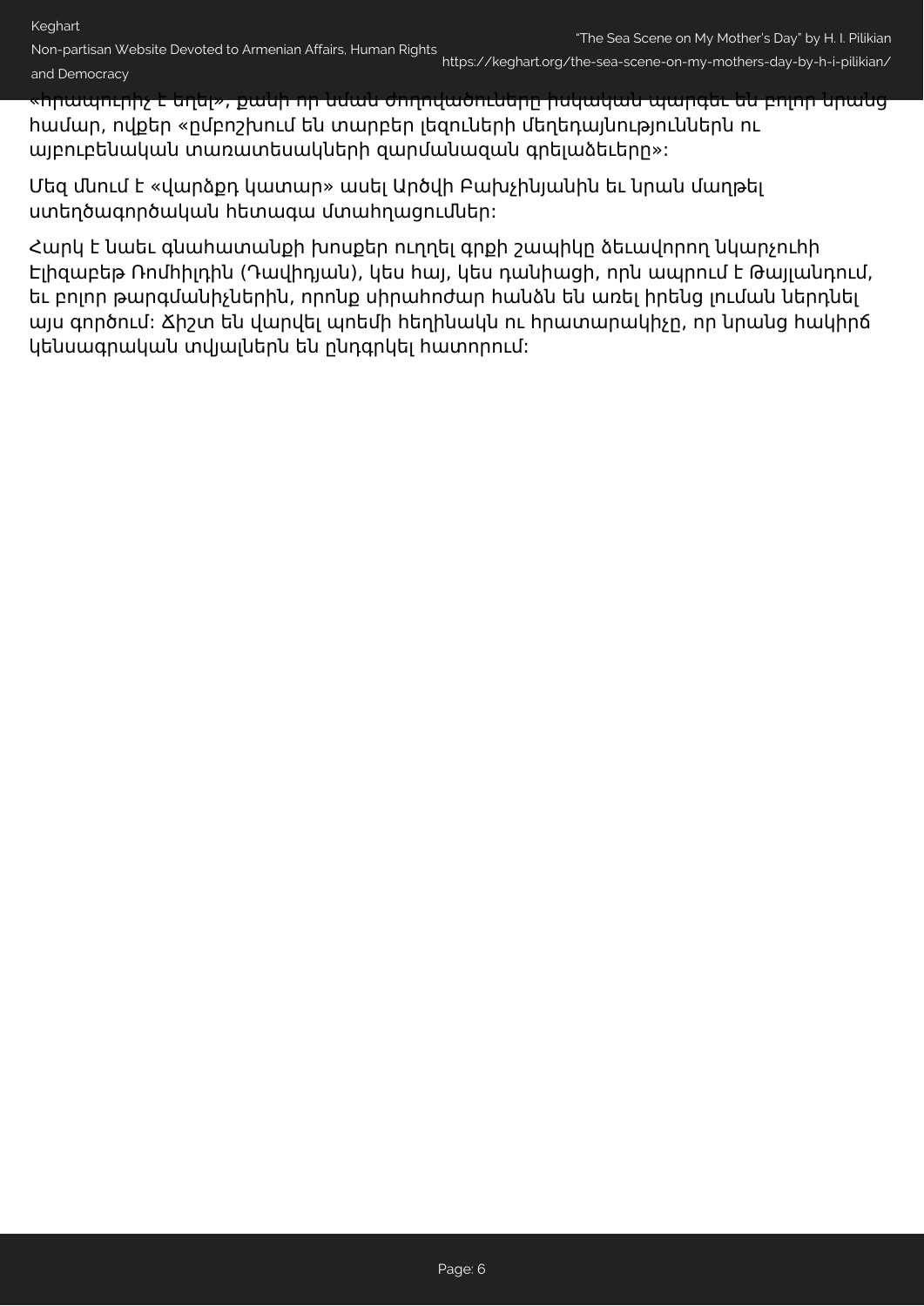«հրապուրիչ է նոլ», քանի որ նման ժողովածուները իսկական պարգեւ են բոլոր նրանց համար, ովքեր «ըմբոշխնում են տարբեր լեզուների մեղեդայնություններն ու այբուբենական տառատեսակների զարմանազան գրելաձեւերը»:

Մեզ մնում է «վարձքդ կատար» ասել Արծվի Բախչինյանին եւ նրան մաղթել ստեղծագործական հետագա մտահղացումներ:

Հարկ է նաեւ գնահատանքի խոսքեր ուղղել գրքի շապիկը ձեւավորող նկարչուհի Էլիզաբեթ Ռոմիլդին (Դավիդյան), կես հայ, կես դանիացի, որն ապրում է Թայլանդում, եւ բոլոր թարգմանիչներին, որոնք սիրահոժար հանձն են առել իրենց լուման ներդնել այս գործում: Ճիշտ են վարվել պոեմի հեղինակն ու հրատարակիչը, որ նրանց հակիրճ կենսագրական տվյալներն են ընդգրկել հատորում: